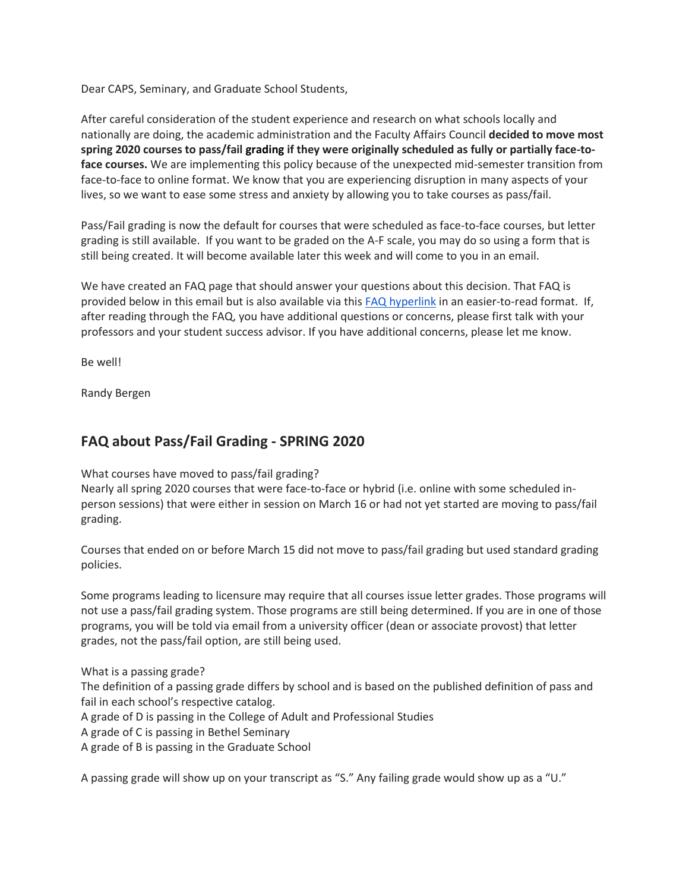Dear CAPS, Seminary, and Graduate School Students,

After careful consideration of the student experience and research on what schools locally and nationally are doing, the academic administration and the Faculty Affairs Council **decided to move most spring 2020 courses to pass/fail grading if they were originally scheduled as fully or partially face-to-face courses.** We are implementing this policy because of the unexpected mid-semester transition from face-to-face to online format. We know that you are experiencing disruption in many aspects of your lives, so we want to ease some stress and anxiety by allowing you to take courses as pass/fail.

Pass/Fail grading is now the default for courses that were scheduled as face-to-face courses, but letter grading is still available. If you want to be graded on the A-F scale, you may do so using a form that is still being created. It will become available later this week and will come to you in an email.

We have created an FAQ page that should answer your questions about this decision. That FAQ is provided below in this email but is also available via this FAQ hyperlink in an easier-to-read format. If, after reading through the FAQ, you have additional questions or concerns, please first talk with your professors and your student success advisor. If you have additional concerns, please let me know.

Be well!

Randy Bergen

## FAQ about Pass/Fail Grading - SPRING 2020

What courses have moved to pass/fail grading?
Nearly all spring 2020 courses that were face-to-face or hybrid (i.e. online with some scheduled in-person sessions) that were either in session on March 16 or had not yet started are moving to pass/fail grading.

Courses that ended on or before March 15 did not move to pass/fail grading but used standard grading policies.

Some programs leading to licensure may require that all courses issue letter grades. Those programs will not use a pass/fail grading system. Those programs are still being determined. If you are in one of those programs, you will be told via email from a university officer (dean or associate provost) that letter grades, not the pass/fail option, are still being used.

What is a passing grade?
The definition of a passing grade differs by school and is based on the published definition of pass and fail in each school's respective catalog.
A grade of D is passing in the College of Adult and Professional Studies
A grade of C is passing in Bethel Seminary
A grade of B is passing in the Graduate School

A passing grade will show up on your transcript as "S." Any failing grade would show up as a "U."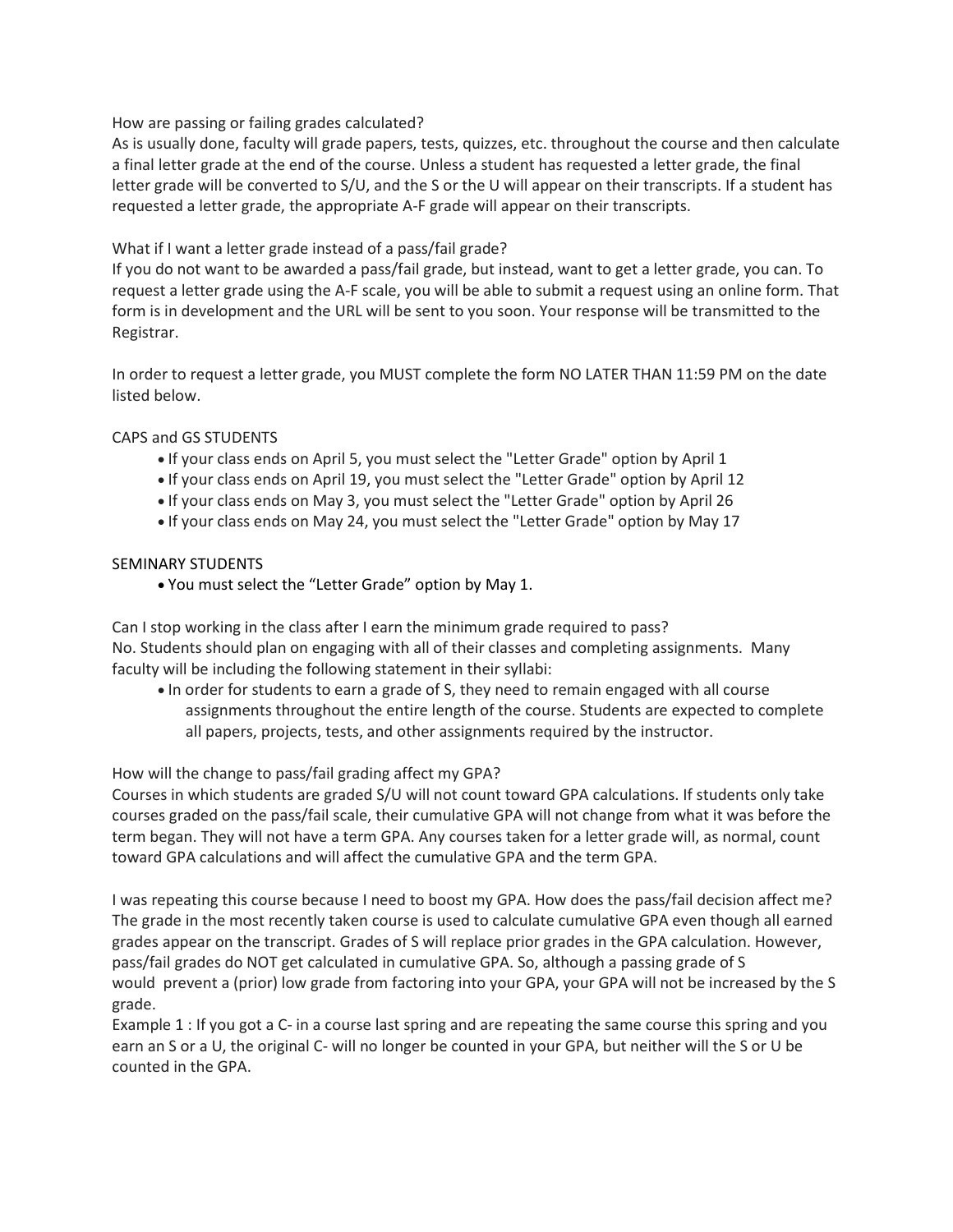How are passing or failing grades calculated?

As is usually done, faculty will grade papers, tests, quizzes, etc. throughout the course and then calculate a final letter grade at the end of the course. Unless a student has requested a letter grade, the final letter grade will be converted to S/U, and the S or the U will appear on their transcripts. If a student has requested a letter grade, the appropriate A-F grade will appear on their transcripts.

What if I want a letter grade instead of a pass/fail grade?

If you do not want to be awarded a pass/fail grade, but instead, want to get a letter grade, you can. To request a letter grade using the A-F scale, you will be able to submit a request using an online form. That form is in development and the URL will be sent to you soon. Your response will be transmitted to the Registrar.

In order to request a letter grade, you MUST complete the form NO LATER THAN 11:59 PM on the date listed below.

CAPS and GS STUDENTS

- If your class ends on April 5, you must select the "Letter Grade" option by April 1
- If your class ends on April 19, you must select the "Letter Grade" option by April 12
- If your class ends on May 3, you must select the "Letter Grade" option by April 26
- If your class ends on May 24, you must select the "Letter Grade" option by May 17

SEMINARY STUDENTS

- You must select the "Letter Grade" option by May 1.

Can I stop working in the class after I earn the minimum grade required to pass?

No. Students should plan on engaging with all of their classes and completing assignments. Many faculty will be including the following statement in their syllabi:

- In order for students to earn a grade of S, they need to remain engaged with all course assignments throughout the entire length of the course. Students are expected to complete all papers, projects, tests, and other assignments required by the instructor.

How will the change to pass/fail grading affect my GPA?

Courses in which students are graded S/U will not count toward GPA calculations. If students only take courses graded on the pass/fail scale, their cumulative GPA will not change from what it was before the term began. They will not have a term GPA. Any courses taken for a letter grade will, as normal, count toward GPA calculations and will affect the cumulative GPA and the term GPA.

I was repeating this course because I need to boost my GPA. How does the pass/fail decision affect me?

The grade in the most recently taken course is used to calculate cumulative GPA even though all earned grades appear on the transcript. Grades of S will replace prior grades in the GPA calculation. However, pass/fail grades do NOT get calculated in cumulative GPA. So, although a passing grade of S would prevent a (prior) low grade from factoring into your GPA, your GPA will not be increased by the S grade.

Example 1 : If you got a C- in a course last spring and are repeating the same course this spring and you earn an S or a U, the original C- will no longer be counted in your GPA, but neither will the S or U be counted in the GPA.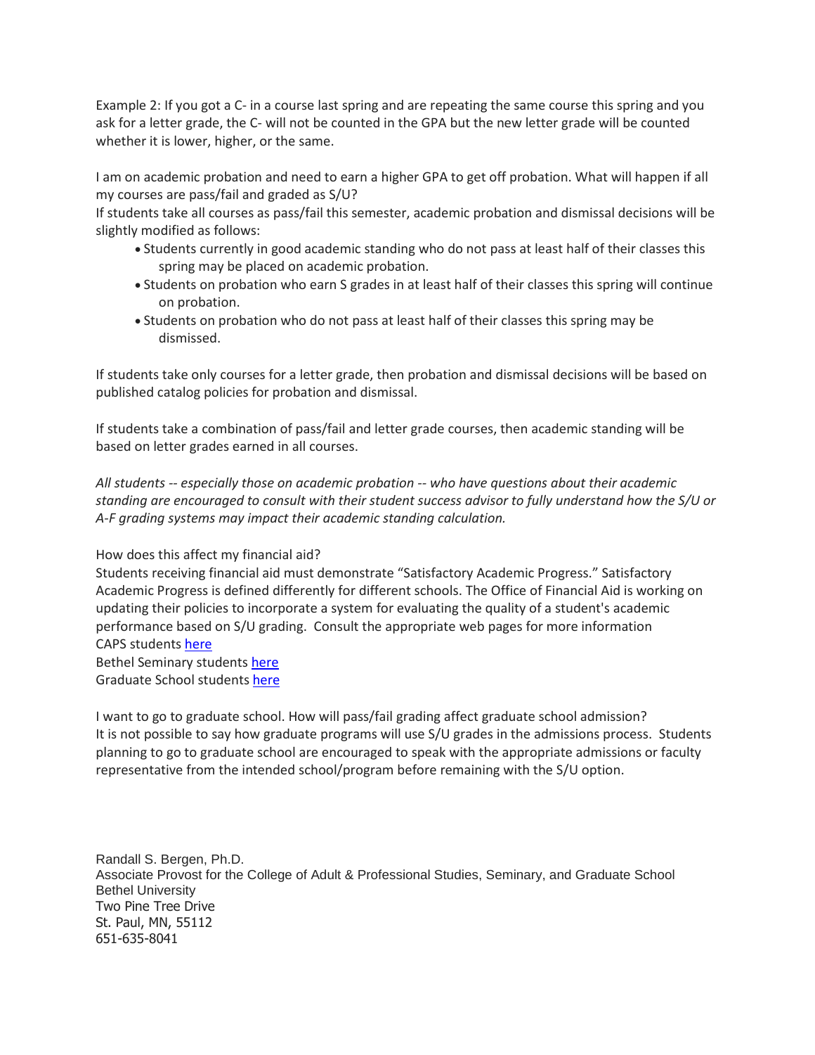Example 2: If you got a C- in a course last spring and are repeating the same course this spring and you ask for a letter grade, the C- will not be counted in the GPA but the new letter grade will be counted whether it is lower, higher, or the same.

I am on academic probation and need to earn a higher GPA to get off probation. What will happen if all my courses are pass/fail and graded as S/U?
If students take all courses as pass/fail this semester, academic probation and dismissal decisions will be slightly modified as follows:

- Students currently in good academic standing who do not pass at least half of their classes this spring may be placed on academic probation.
- Students on probation who earn S grades in at least half of their classes this spring will continue on probation.
- Students on probation who do not pass at least half of their classes this spring may be dismissed.

If students take only courses for a letter grade, then probation and dismissal decisions will be based on published catalog policies for probation and dismissal.

If students take a combination of pass/fail and letter grade courses, then academic standing will be based on letter grades earned in all courses.

*All students -- especially those on academic probation -- who have questions about their academic standing are encouraged to consult with their student success advisor to fully understand how the S/U or A-F grading systems may impact their academic standing calculation.*

How does this affect my financial aid?
Students receiving financial aid must demonstrate "Satisfactory Academic Progress." Satisfactory Academic Progress is defined differently for different schools. The Office of Financial Aid is working on updating their policies to incorporate a system for evaluating the quality of a student's academic performance based on S/U grading. Consult the appropriate web pages for more information
CAPS students here
Bethel Seminary students here
Graduate School students here

I want to go to graduate school. How will pass/fail grading affect graduate school admission?
It is not possible to say how graduate programs will use S/U grades in the admissions process. Students planning to go to graduate school are encouraged to speak with the appropriate admissions or faculty representative from the intended school/program before remaining with the S/U option.

Randall S. Bergen, Ph.D.
Associate Provost for the College of Adult & Professional Studies, Seminary, and Graduate School
Bethel University
Two Pine Tree Drive
St. Paul, MN, 55112
651-635-8041